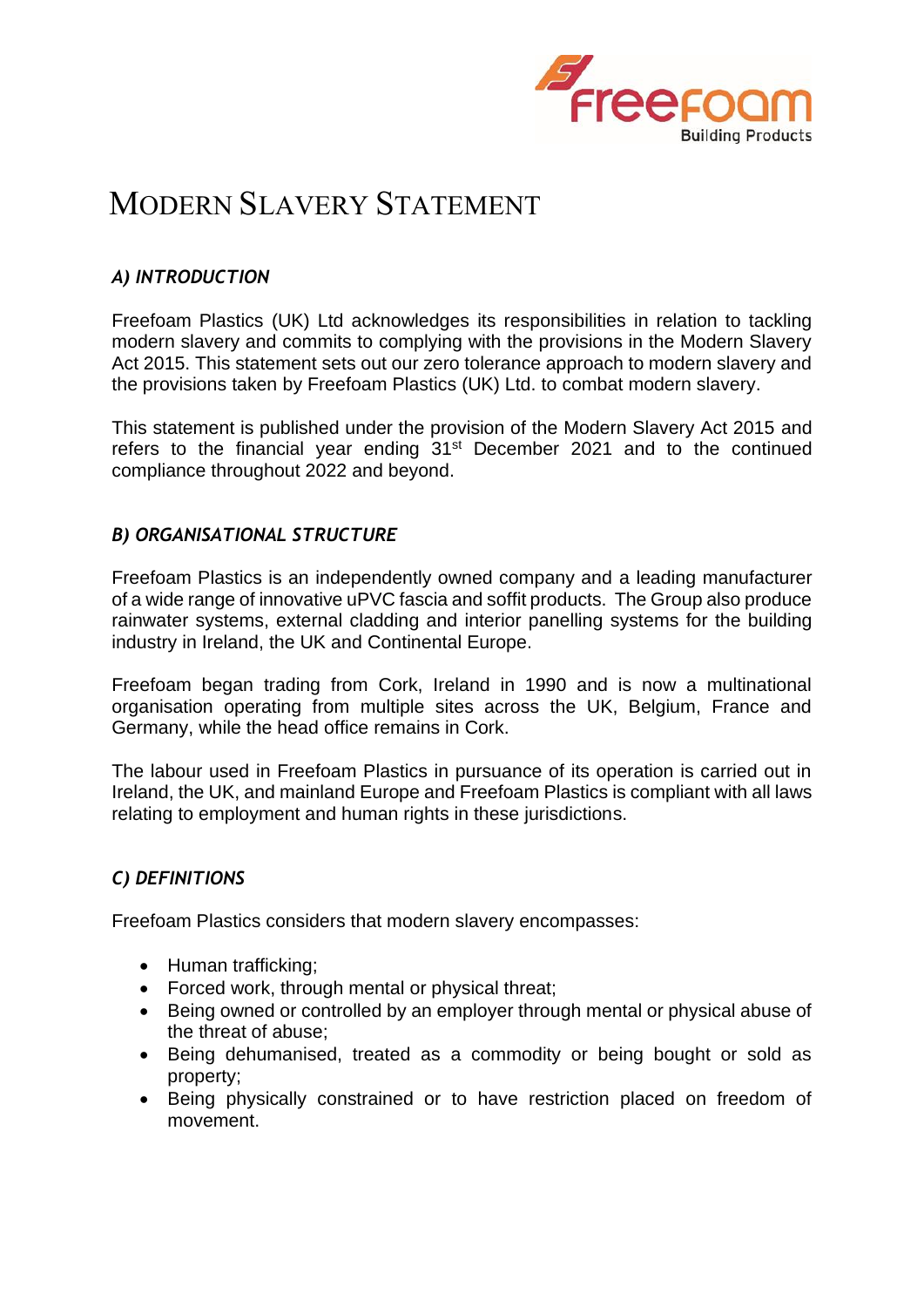# Modern Slavery Statement

## *A) INTRODUCTION*

Freefoam Plastics (UK) Ltd acknowledges its responsibilities in relation to tackling modern slavery and commits to complying with the provisions in the Modern Slavery Act 2015. This statement sets out our zero tolerance approach to modern slavery and the provisions taken by Freefoam Plastics (UK) Ltd. to combat modern slavery.

This statement is published under the provision of the Modern Slavery Act 2015 and refers to the financial year ending 31st December 2021 and to the continued compliance throughout 2022 and beyond.

## *B) ORGANISATIONAL STRUCTURE*

Freefoam Plastics is an independently owned company and a leading manufacturer of a wide range of innovative uPVC fascia and soffit products. The Group also produce rainwater systems, external cladding and interior panelling systems for the building industry in Ireland, the UK and Continental Europe.

Freefoam began trading from Cork, Ireland in 1990 and is now a multinational organisation operating from multiple sites across the UK, Belgium, France and Germany, while the head office remains in Cork.

The labour used in Freefoam Plastics in pursuance of its operation is carried out in Ireland, the UK, and mainland Europe and Freefoam Plastics is compliant with all laws relating to employment and human rights in these jurisdictions.

## *C) DEFINITIONS*

Freefoam Plastics considers that modern slavery encompasses:

- Human trafficking;
- Forced work, through mental or physical threat;
- Being owned or controlled by an employer through mental or physical abuse of the threat of abuse;
- Being dehumanised, treated as a commodity or being bought or sold as property;
- Being physically constrained or to have restriction placed on freedom of movement.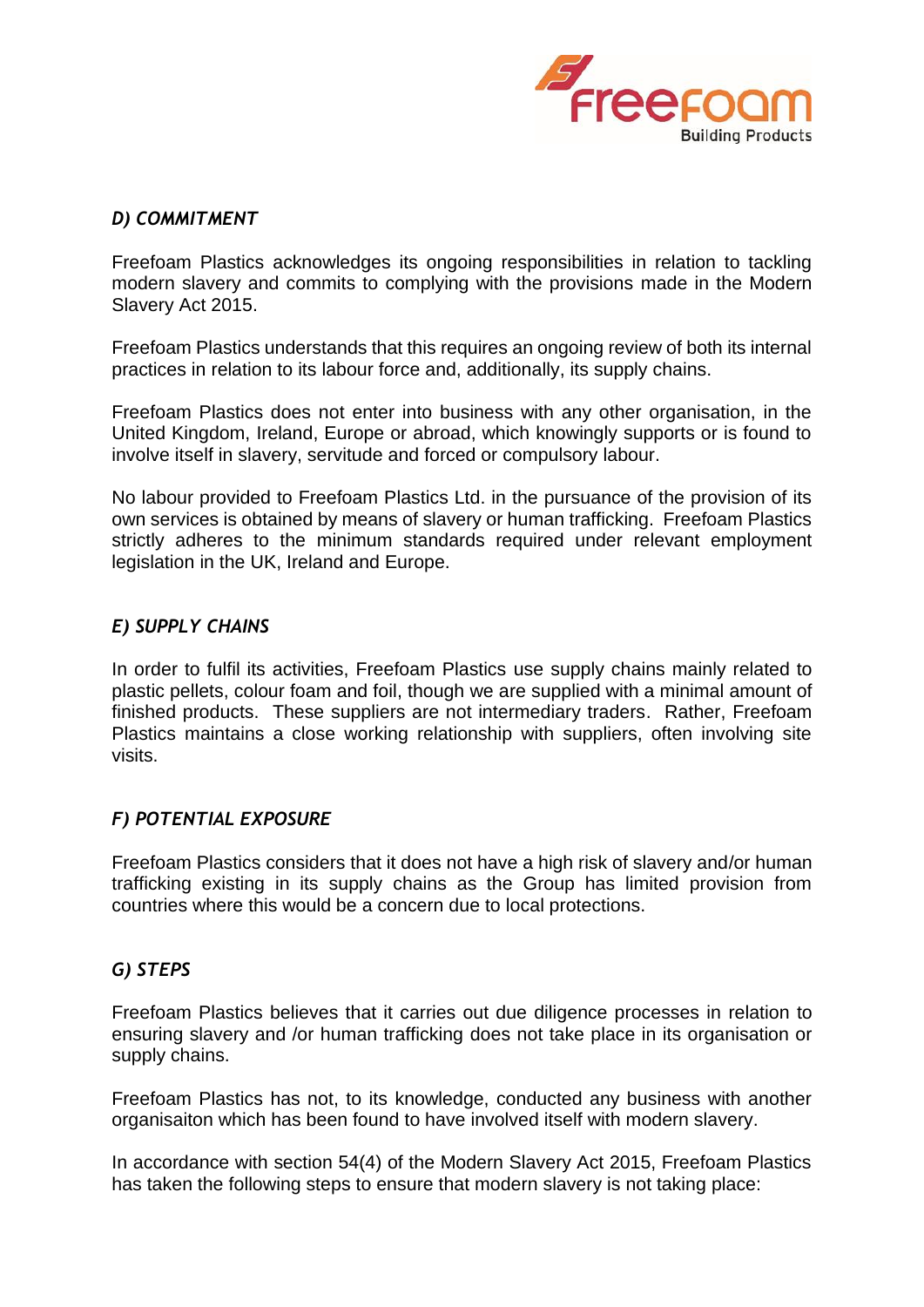## *D) COMMITMENT*

Freefoam Plastics acknowledges its ongoing responsibilities in relation to tackling modern slavery and commits to complying with the provisions made in the Modern Slavery Act 2015.

Freefoam Plastics understands that this requires an ongoing review of both its internal practices in relation to its labour force and, additionally, its supply chains.

Freefoam Plastics does not enter into business with any other organisation, in the United Kingdom, Ireland, Europe or abroad, which knowingly supports or is found to involve itself in slavery, servitude and forced or compulsory labour.

No labour provided to Freefoam Plastics Ltd. in the pursuance of the provision of its own services is obtained by means of slavery or human trafficking. Freefoam Plastics strictly adheres to the minimum standards required under relevant employment legislation in the UK, Ireland and Europe.

## *E) SUPPLY CHAINS*

In order to fulfil its activities, Freefoam Plastics use supply chains mainly related to plastic pellets, colour foam and foil, though we are supplied with a minimal amount of finished products. These suppliers are not intermediary traders. Rather, Freefoam Plastics maintains a close working relationship with suppliers, often involving site visits.

## *F) POTENTIAL EXPOSURE*

Freefoam Plastics considers that it does not have a high risk of slavery and/or human trafficking existing in its supply chains as the Group has limited provision from countries where this would be a concern due to local protections.

## *G) STEPS*

Freefoam Plastics believes that it carries out due diligence processes in relation to ensuring slavery and /or human trafficking does not take place in its organisation or supply chains.

Freefoam Plastics has not, to its knowledge, conducted any business with another organisaiton which has been found to have involved itself with modern slavery.

In accordance with section 54(4) of the Modern Slavery Act 2015, Freefoam Plastics has taken the following steps to ensure that modern slavery is not taking place: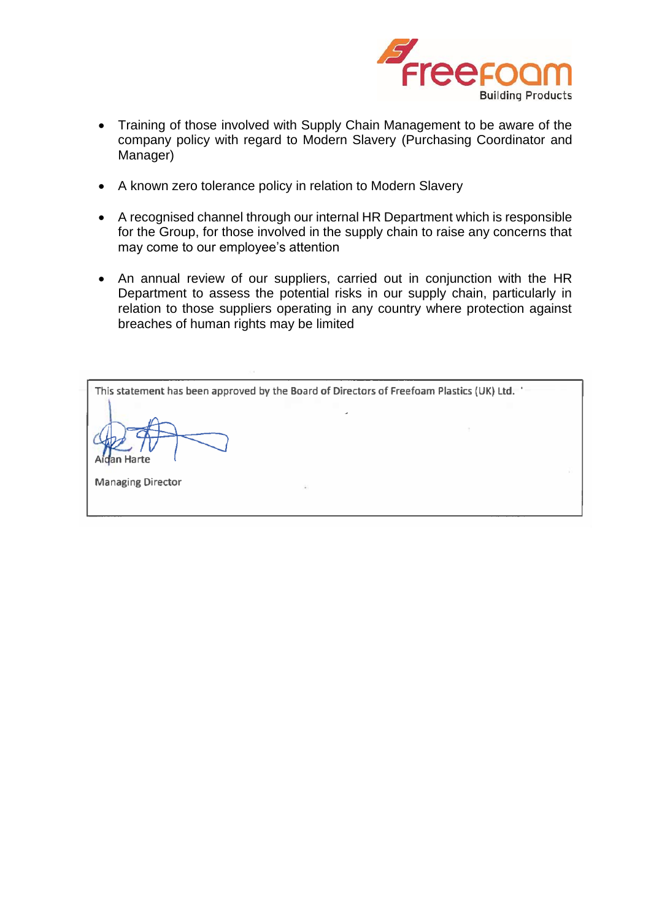- Training of those involved with Supply Chain Management to be aware of the company policy with regard to Modern Slavery (Purchasing Coordinator and Manager)

- A known zero tolerance policy in relation to Modern Slavery

- A recognised channel through our internal HR Department which is responsible for the Group, for those involved in the supply chain to raise any concerns that may come to our employee's attention

- An annual review of our suppliers, carried out in conjunction with the HR Department to assess the potential risks in our supply chain, particularly in relation to those suppliers operating in any country where protection against breaches of human rights may be limited

This statement has been approved by the Board of Directors of Freefoam Plastics (UK) Ltd.

Aidan Harte

Managing Director